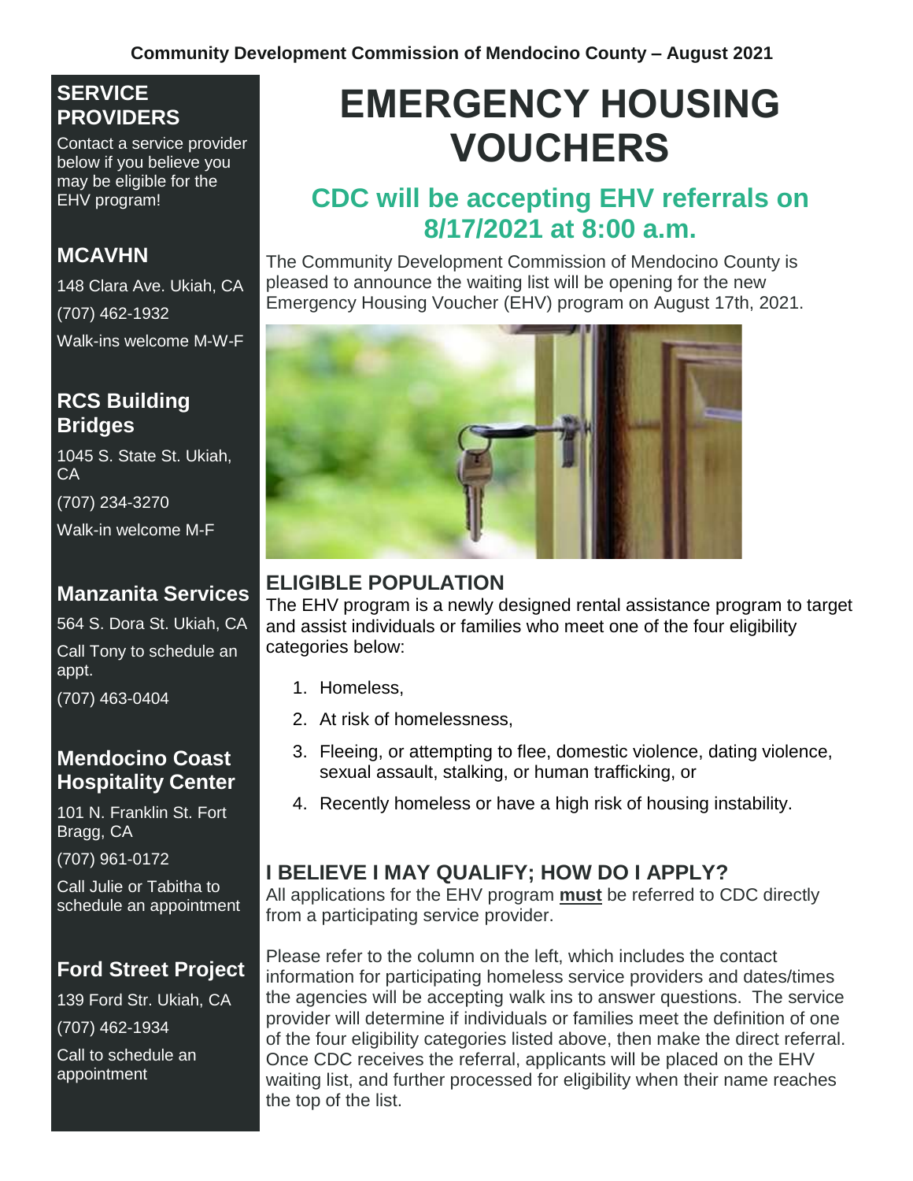Community Development Commission of Mendocino County – August 2021

# EMERGENCY HOUSING VOUCHERS

## CDC will be accepting EHV referrals on 8/17/2021 at 8:00 a.m.

The Community Development Commission of Mendocino County is pleased to announce the waiting list will be opening for the new Emergency Housing Voucher (EHV) program on August 17th, 2021.

### ELIGIBLE POPULATION

The EHV program is a newly designed rental assistance program to target and assist individuals or families who meet one of the four eligibility categories below:

1. Homeless,
2. At risk of homelessness,
3. Fleeing, or attempting to flee, domestic violence, dating violence, sexual assault, stalking, or human trafficking, or
4. Recently homeless or have a high risk of housing instability.

### I BELIEVE I MAY QUALIFY; HOW DO I APPLY?

All applications for the EHV program **must** be referred to CDC directly from a participating service provider.

Please refer to the column on the left, which includes the contact information for participating homeless service providers and dates/times the agencies will be accepting walk ins to answer questions. The service provider will determine if individuals or families meet the definition of one of the four eligibility categories listed above, then make the direct referral. Once CDC receives the referral, applicants will be placed on the EHV waiting list, and further processed for eligibility when their name reaches the top of the list.

## SERVICE PROVIDERS

Contact a service provider below if you believe you may be eligible for the EHV program!

### MCAVHN

148 Clara Ave. Ukiah, CA

(707) 462-1932

Walk-ins welcome M-W-F

### RCS Building Bridges

1045 S. State St. Ukiah, CA

(707) 234-3270

Walk-in welcome M-F

### Manzanita Services

564 S. Dora St. Ukiah, CA

Call Tony to schedule an appt.

(707) 463-0404

### Mendocino Coast Hospitality Center

101 N. Franklin St. Fort Bragg, CA

(707) 961-0172

Call Julie or Tabitha to schedule an appointment

### Ford Street Project

139 Ford Str. Ukiah, CA

(707) 462-1934

Call to schedule an appointment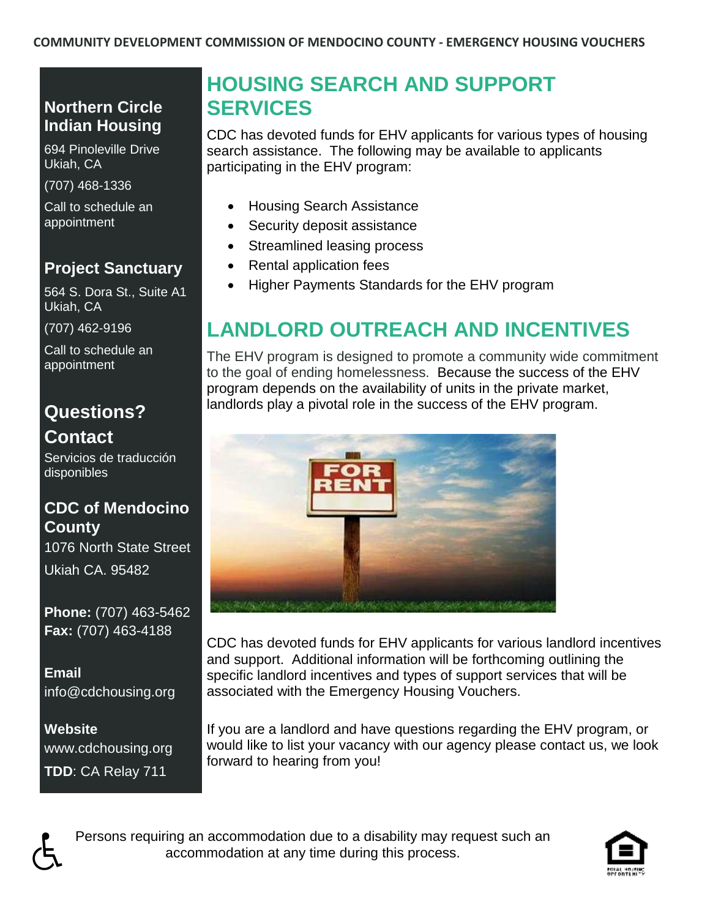COMMUNITY DEVELOPMENT COMMISSION OF MENDOCINO COUNTY - EMERGENCY HOUSING VOUCHERS

## HOUSING SEARCH AND SUPPORT SERVICES

CDC has devoted funds for EHV applicants for various types of housing search assistance. The following may be available to applicants participating in the EHV program:

- Housing Search Assistance
- Security deposit assistance
- Streamlined leasing process
- Rental application fees
- Higher Payments Standards for the EHV program

## LANDLORD OUTREACH AND INCENTIVES

The EHV program is designed to promote a community wide commitment to the goal of ending homelessness. Because the success of the EHV program depends on the availability of units in the private market, landlords play a pivotal role in the success of the EHV program.

CDC has devoted funds for EHV applicants for various landlord incentives and support. Additional information will be forthcoming outlining the specific landlord incentives and types of support services that will be associated with the Emergency Housing Vouchers.

If you are a landlord and have questions regarding the EHV program, or would like to list your vacancy with our agency please contact us, we look forward to hearing from you!

### Northern Circle Indian Housing

694 Pinoleville Drive
Ukiah, CA

(707) 468-1336

Call to schedule an appointment

### Project Sanctuary

564 S. Dora St., Suite A1
Ukiah, CA

(707) 462-9196

Call to schedule an appointment

### Questions? Contact

Servicios de traducción disponibles

### CDC of Mendocino County

1076 North State Street

Ukiah CA. 95482

**Phone:** (707) 463-5462
**Fax:** (707) 463-4188

**Email**
info@cdchousing.org

**Website**
www.cdchousing.org

**TDD**: CA Relay 711

Persons requiring an accommodation due to a disability may request such an accommodation at any time during this process.